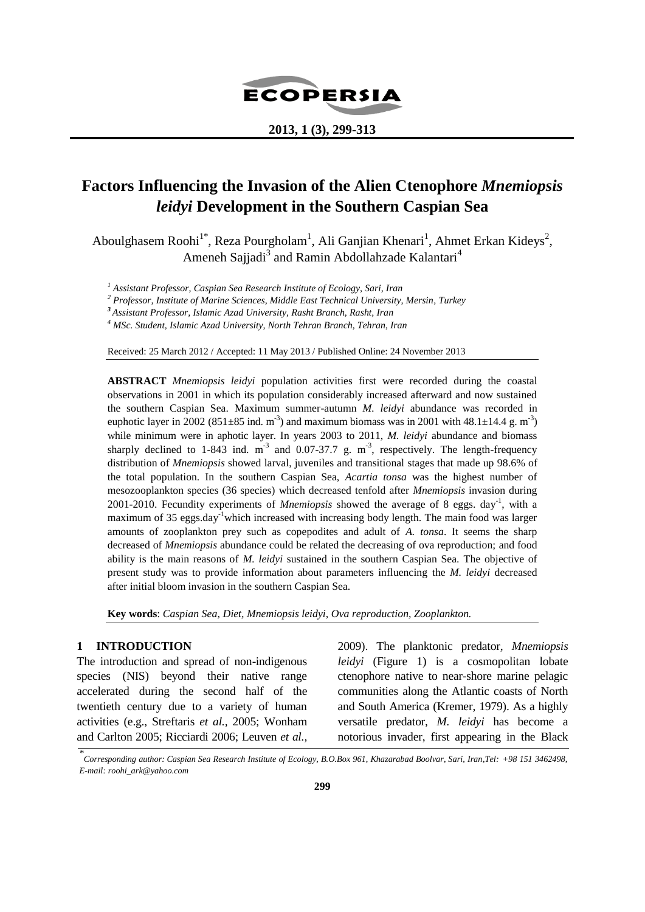# Factors Influencing the Invasion of the Alien Ctenophore *Mnemiopsis leidyi* Development in the Southern Caspian Sea

Aboulghasem Roohi[1*], Reza Pourgholam[1], Ali Ganjian Khenari[1], Ahmet Erkan Kideys[2], Ameneh Sajjadi[3] and Ramin Abdollahzade Kalantari[4]

*[1] Assistant Professor, Caspian Sea Research Institute of Ecology, Sari, Iran*
*[2] Professor, Institute of Marine Sciences, Middle East Technical University, Mersin, Turkey*
*[3] Assistant Professor, Islamic Azad University, Rasht Branch, Rasht, Iran*
*[4] MSc. Student, Islamic Azad University, North Tehran Branch, Tehran, Iran*

Received: 25 March 2012 / Accepted: 11 May 2013 / Published Online: 24 November 2013

**ABSTRACT** *Mnemiopsis leidyi* population activities first were recorded during the coastal observations in 2001 in which its population considerably increased afterward and now sustained the southern Caspian Sea. Maximum summer-autumn *M. leidyi* abundance was recorded in euphotic layer in 2002 (851±85 ind. $m^{-3}$) and maximum biomass was in 2001 with 48.1±14.4 g. $m^{-3}$) while minimum were in aphotic layer. In years 2003 to 2011, *M. leidyi* abundance and biomass sharply declined to 1-843 ind. $m^{-3}$ and 0.07-37.7 g. $m^{-3}$, respectively. The length-frequency distribution of *Mnemiopsis* showed larval, juveniles and transitional stages that made up 98.6% of the total population. In the southern Caspian Sea, *Acartia tonsa* was the highest number of mesozooplankton species (36 species) which decreased tenfold after *Mnemiopsis* invasion during 2001-2010. Fecundity experiments of *Mnemiopsis* showed the average of 8 eggs. $day^{-1}$, with a maximum of 35 eggs.$day^{-1}$which increased with increasing body length. The main food was larger amounts of zooplankton prey such as copepodites and adult of *A. tonsa*. It seems the sharp decreased of *Mnemiopsis* abundance could be related the decreasing of ova reproduction; and food ability is the main reasons of *M. leidyi* sustained in the southern Caspian Sea. The objective of present study was to provide information about parameters influencing the *M. leidyi* decreased after initial bloom invasion in the southern Caspian Sea.

**Key words**: *Caspian Sea, Diet, Mnemiopsis leidyi, Ova reproduction, Zooplankton.*

## 1 INTRODUCTION

The introduction and spread of non-indigenous species (NIS) beyond their native range accelerated during the second half of the twentieth century due to a variety of human activities (e.g., Streftaris *et al.,* 2005; Wonham and Carlton 2005; Ricciardi 2006; Leuven *et al.,* 2009). The planktonic predator, *Mnemiopsis leidyi* (Figure 1) is a cosmopolitan lobate ctenophore native to near-shore marine pelagic communities along the Atlantic coasts of North and South America (Kremer, 1979). As a highly versatile predator, *M. leidyi* has become a notorious invader, first appearing in the Black

\* *Corresponding author: Caspian Sea Research Institute of Ecology, B.O.Box 961, Khazarabad Boolvar, Sari, Iran,Tel: +98 151 3462498, E-mail: roohi_ark@yahoo.com*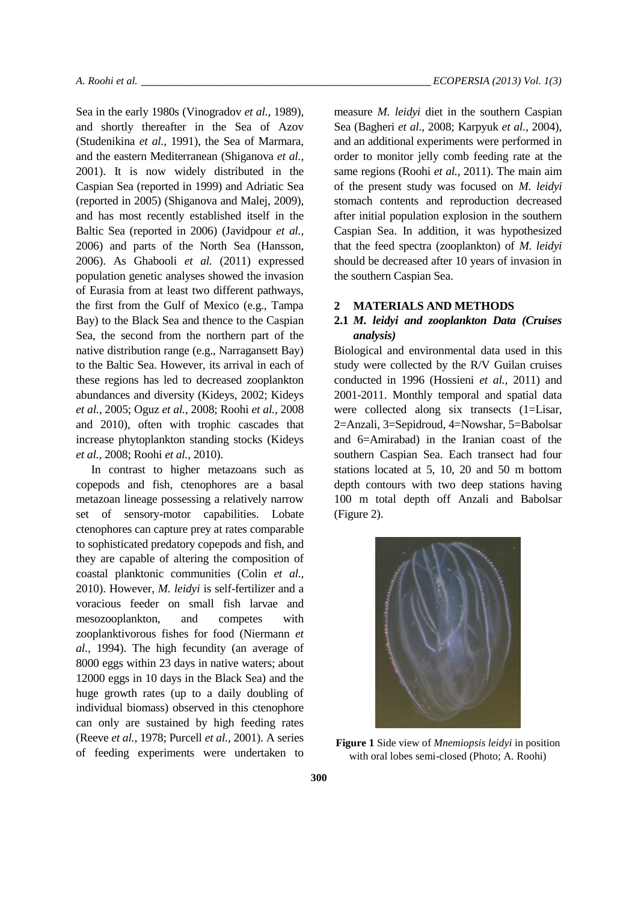Sea in the early 1980s (Vinogradov *et al.*, 1989), and shortly thereafter in the Sea of Azov (Studenikina *et al.*, 1991), the Sea of Marmara, and the eastern Mediterranean (Shiganova *et al.*, 2001). It is now widely distributed in the Caspian Sea (reported in 1999) and Adriatic Sea (reported in 2005) (Shiganova and Malej, 2009), and has most recently established itself in the Baltic Sea (reported in 2006) (Javidpour *et al.*, 2006) and parts of the North Sea (Hansson, 2006). As Ghabooli *et al.* (2011) expressed population genetic analyses showed the invasion of Eurasia from at least two different pathways, the first from the Gulf of Mexico (e.g., Tampa Bay) to the Black Sea and thence to the Caspian Sea, the second from the northern part of the native distribution range (e.g., Narragansett Bay) to the Baltic Sea. However, its arrival in each of these regions has led to decreased zooplankton abundances and diversity (Kideys, 2002; Kideys *et al.*, 2005; Oguz *et al.*, 2008; Roohi *et al.*, 2008 and 2010), often with trophic cascades that increase phytoplankton standing stocks (Kideys *et al.*, 2008; Roohi *et al.*, 2010).

In contrast to higher metazoans such as copepods and fish, ctenophores are a basal metazoan lineage possessing a relatively narrow set of sensory-motor capabilities. Lobate ctenophores can capture prey at rates comparable to sophisticated predatory copepods and fish, and they are capable of altering the composition of coastal planktonic communities (Colin *et al.*, 2010). However, *M. leidyi* is self-fertilizer and a voracious feeder on small fish larvae and mesozooplankton, and competes with zooplanktivorous fishes for food (Niermann *et al.*, 1994). The high fecundity (an average of 8000 eggs within 23 days in native waters; about 12000 eggs in 10 days in the Black Sea) and the huge growth rates (up to a daily doubling of individual biomass) observed in this ctenophore can only are sustained by high feeding rates (Reeve *et al.*, 1978; Purcell *et al.*, 2001). A series of feeding experiments were undertaken to measure *M. leidyi* diet in the southern Caspian Sea (Bagheri *et al.*, 2008; Karpyuk *et al.*, 2004), and an additional experiments were performed in order to monitor jelly comb feeding rate at the same regions (Roohi *et al.*, 2011). The main aim of the present study was focused on *M. leidyi* stomach contents and reproduction decreased after initial population explosion in the southern Caspian Sea. In addition, it was hypothesized that the feed spectra (zooplankton) of *M. leidyi* should be decreased after 10 years of invasion in the southern Caspian Sea.

## 2 MATERIALS AND METHODS

### 2.1 *M. leidyi and zooplankton Data (Cruises analysis)*

Biological and environmental data used in this study were collected by the R/V Guilan cruises conducted in 1996 (Hossieni *et al.*, 2011) and 2001-2011. Monthly temporal and spatial data were collected along six transects (1=Lisar, 2=Anzali, 3=Sepidroud, 4=Nowshar, 5=Babolsar and 6=Amirabad) in the Iranian coast of the southern Caspian Sea. Each transect had four stations located at 5, 10, 20 and 50 m bottom depth contours with two deep stations having 100 m total depth off Anzali and Babolsar (Figure 2).

**Figure 1** Side view of *Mnemiopsis leidyi* in position with oral lobes semi-closed (Photo; A. Roohi)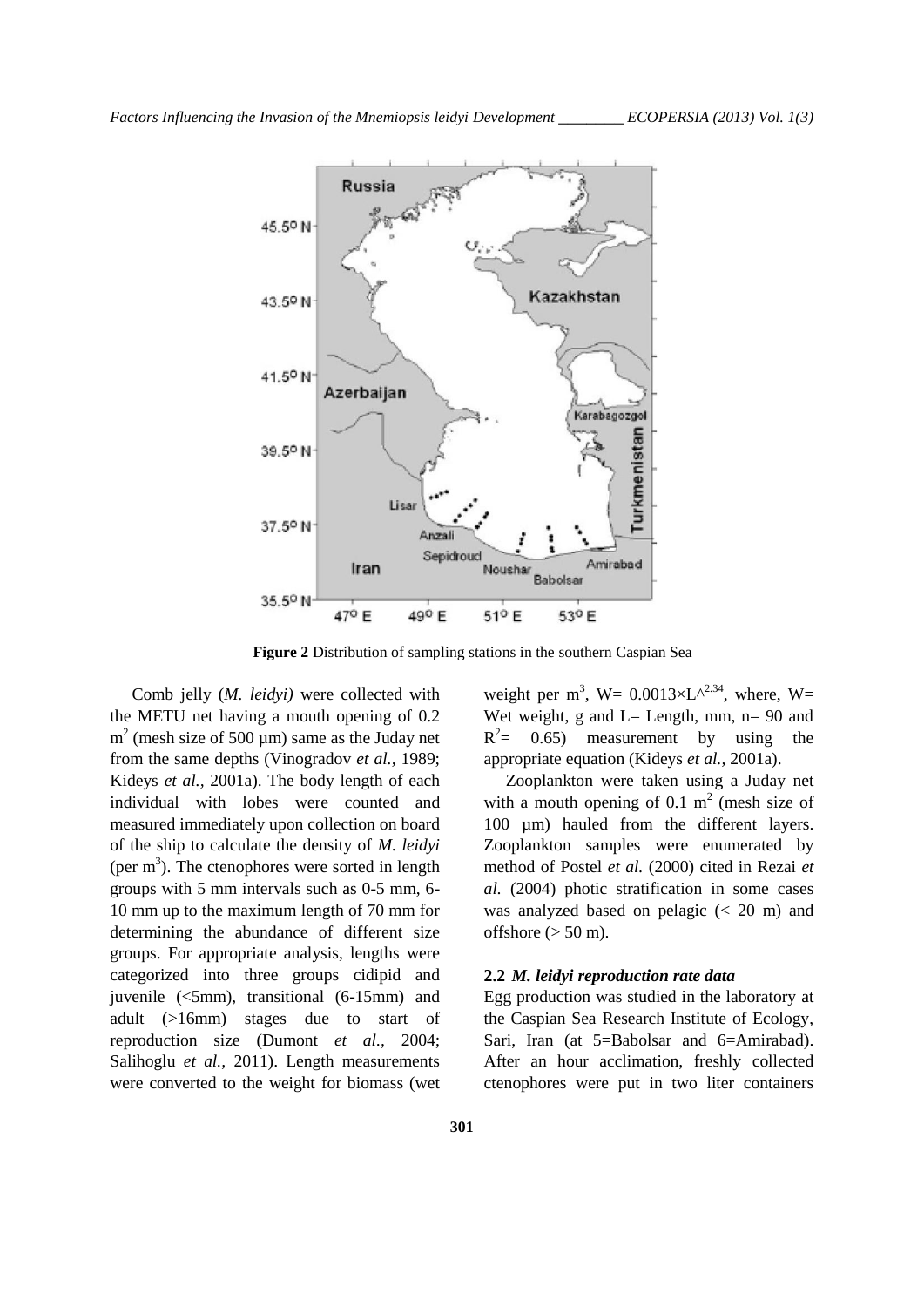**Figure 2** Distribution of sampling stations in the southern Caspian Sea

Comb jelly (*M. leidyi)* were collected with the METU net having a mouth opening of 0.2 $m^2$ (mesh size of 500 µm) same as the Juday net from the same depths (Vinogradov *et al.,* 1989; Kideys *et al.,* 2001a). The body length of each individual with lobes were counted and measured immediately upon collection on board of the ship to calculate the density of *M. leidyi* (per $m^3$). The ctenophores were sorted in length groups with 5 mm intervals such as 0-5 mm, 6-10 mm up to the maximum length of 70 mm for determining the abundance of different size groups. For appropriate analysis, lengths were categorized into three groups cidipid and juvenile (<5mm), transitional (6-15mm) and adult (>16mm) stages due to start of reproduction size (Dumont *et al.,* 2004; Salihoglu *et al.,* 2011). Length measurements were converted to the weight for biomass (wet weight per $m^3$, $W= 0.0013 \times L^{2.34}$, where, W= Wet weight, g and L= Length, mm, n= 90 and $R^2$= 0.65) measurement by using the appropriate equation (Kideys *et al.,* 2001a).

Zooplankton were taken using a Juday net with a mouth opening of 0.1 $m^2$ (mesh size of 100 µm) hauled from the different layers. Zooplankton samples were enumerated by method of Postel *et al.* (2000) cited in Rezai *et al.* (2004) photic stratification in some cases was analyzed based on pelagic (< 20 m) and offshore (> 50 m).

### 2.2 *M. leidyi reproduction rate data*

Egg production was studied in the laboratory at the Caspian Sea Research Institute of Ecology, Sari, Iran (at 5=Babolsar and 6=Amirabad). After an hour acclimation, freshly collected ctenophores were put in two liter containers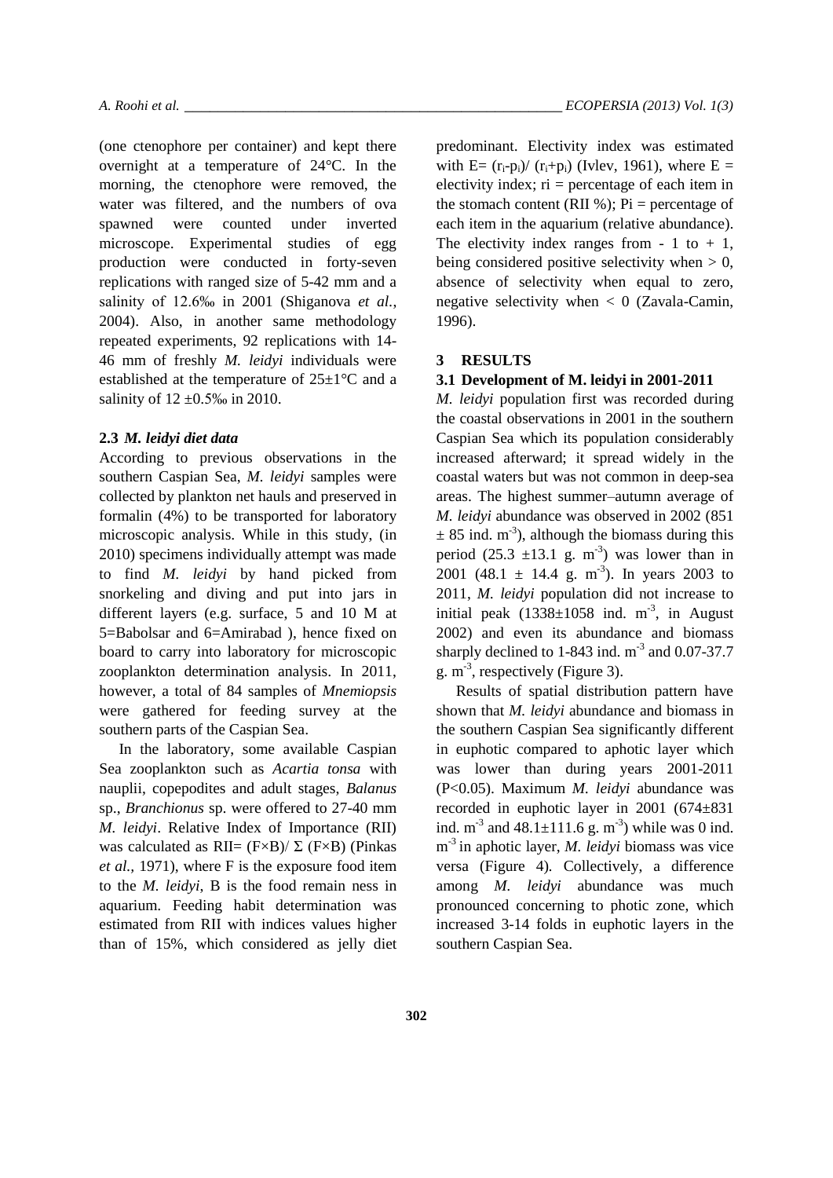(one ctenophore per container) and kept there overnight at a temperature of 24°C. In the morning, the ctenophore were removed, the water was filtered, and the numbers of ova spawned were counted under inverted microscope. Experimental studies of egg production were conducted in forty-seven replications with ranged size of 5-42 mm and a salinity of 12.6‰ in 2001 (Shiganova *et al.*, 2004). Also, in another same methodology repeated experiments, 92 replications with 14-46 mm of freshly *M. leidyi* individuals were established at the temperature of 25±1°C and a salinity of 12 ±0.5‰ in 2010.

### 2.3 *M. leidyi* diet data

According to previous observations in the southern Caspian Sea, *M. leidyi* samples were collected by plankton net hauls and preserved in formalin (4%) to be transported for laboratory microscopic analysis. While in this study, (in 2010) specimens individually attempt was made to find *M. leidyi* by hand picked from snorkeling and diving and put into jars in different layers (e.g. surface, 5 and 10 M at 5=Babolsar and 6=Amirabad ), hence fixed on board to carry into laboratory for microscopic zooplankton determination analysis. In 2011, however, a total of 84 samples of *Mnemiopsis* were gathered for feeding survey at the southern parts of the Caspian Sea.

In the laboratory, some available Caspian Sea zooplankton such as *Acartia tonsa* with nauplii, copepodites and adult stages, *Balanus* sp., *Branchionus* sp. were offered to 27-40 mm *M. leidyi*. Relative Index of Importance (RII) was calculated as RII= $(F \times B)/ \Sigma (F \times B)$ (Pinkas *et al.*, 1971), where F is the exposure food item to the *M. leidyi*, B is the food remain ness in aquarium. Feeding habit determination was estimated from RII with indices values higher than of 15%, which considered as jelly diet predominant. Electivity index was estimated with $E= (r_i-p_i)/ (r_i+p_i)$ (Ivlev, 1961), where E = electivity index; ri = percentage of each item in the stomach content (RII %); Pi = percentage of each item in the aquarium (relative abundance). The electivity index ranges from - 1 to + 1, being considered positive selectivity when > 0, absence of selectivity when equal to zero, negative selectivity when < 0 (Zavala-Camin, 1996).

## 3 RESULTS

### 3.1 Development of M. leidyi in 2001-2011

*M. leidyi* population first was recorded during the coastal observations in 2001 in the southern Caspian Sea which its population considerably increased afterward; it spread widely in the coastal waters but was not common in deep-sea areas. The highest summer–autumn average of *M. leidyi* abundance was observed in 2002 (851 ± 85 ind. $m^{-3}$), although the biomass during this period (25.3 ±13.1 g. $m^{-3}$) was lower than in 2001 (48.1 ± 14.4 g. $m^{-3}$). In years 2003 to 2011, *M. leidyi* population did not increase to initial peak (1338±1058 ind. $m^{-3}$, in August 2002) and even its abundance and biomass sharply declined to 1-843 ind. $m^{-3}$ and 0.07-37.7 g. $m^{-3}$, respectively (Figure 3).

Results of spatial distribution pattern have shown that *M. leidyi* abundance and biomass in the southern Caspian Sea significantly different in euphotic compared to aphotic layer which was lower than during years 2001-2011 ($P<0.05$). Maximum *M. leidyi* abundance was recorded in euphotic layer in 2001 (674±831 ind. $m^{-3}$ and 48.1±111.6 g. $m^{-3}$) while was 0 ind. $m^{-3}$ in aphotic layer, *M. leidyi* biomass was vice versa (Figure 4). Collectively, a difference among *M. leidyi* abundance was much pronounced concerning to photic zone, which increased 3-14 folds in euphotic layers in the southern Caspian Sea.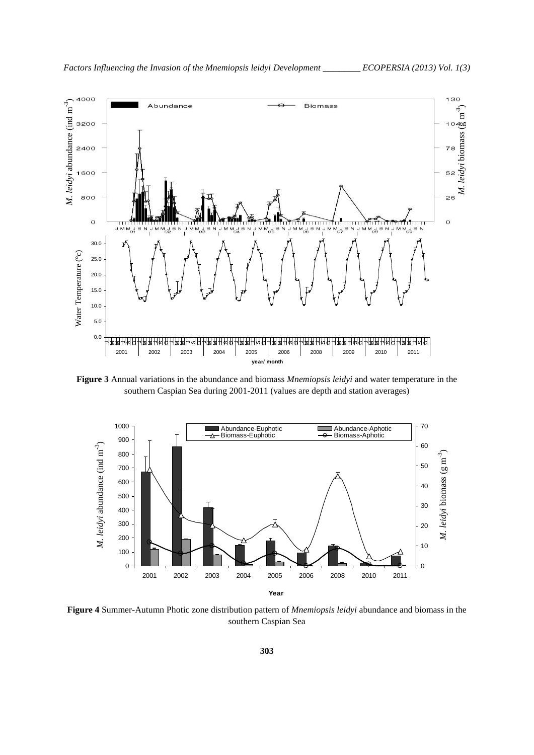**Figure 3** Annual variations in the abundance and biomass *Mnemiopsis leidyi* and water temperature in the southern Caspian Sea during 2001-2011 (values are depth and station averages)

**Figure 4** Summer-Autumn Photic zone distribution pattern of *Mnemiopsis leidyi* abundance and biomass in the southern Caspian Sea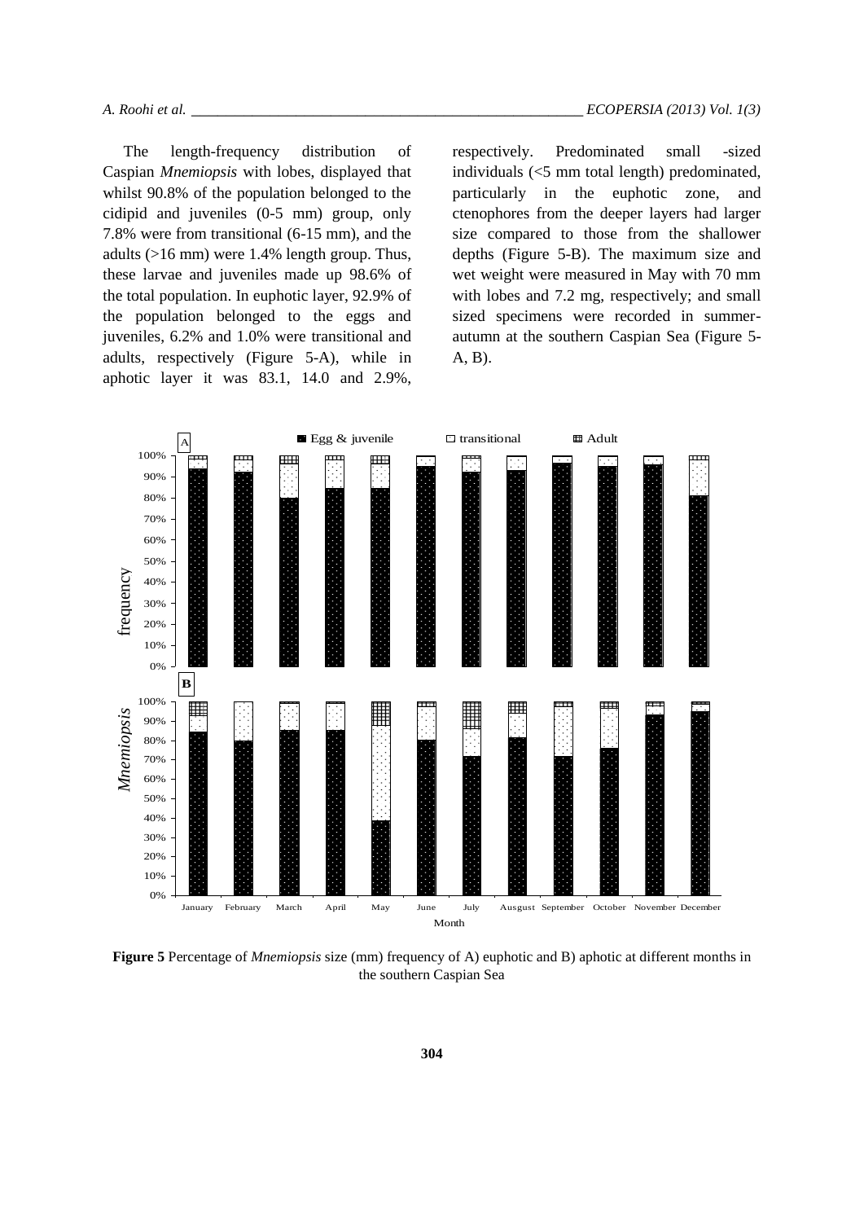The length-frequency distribution of Caspian *Mnemiopsis* with lobes, displayed that whilst 90.8% of the population belonged to the cidipid and juveniles (0-5 mm) group, only 7.8% were from transitional (6-15 mm), and the adults (>16 mm) were 1.4% length group. Thus, these larvae and juveniles made up 98.6% of the total population. In euphotic layer, 92.9% of the population belonged to the eggs and juveniles, 6.2% and 1.0% were transitional and adults, respectively (Figure 5-A), while in aphotic layer it was 83.1, 14.0 and 2.9%, respectively. Predominated small -sized individuals (<5 mm total length) predominated, particularly in the euphotic zone, and ctenophores from the deeper layers had larger size compared to those from the shallower depths (Figure 5-B). The maximum size and wet weight were measured in May with 70 mm with lobes and 7.2 mg, respectively; and small sized specimens were recorded in summer-autumn at the southern Caspian Sea (Figure 5-A, B).

**Figure 5** Percentage of *Mnemiopsis* size (mm) frequency of A) euphotic and B) aphotic at different months in the southern Caspian Sea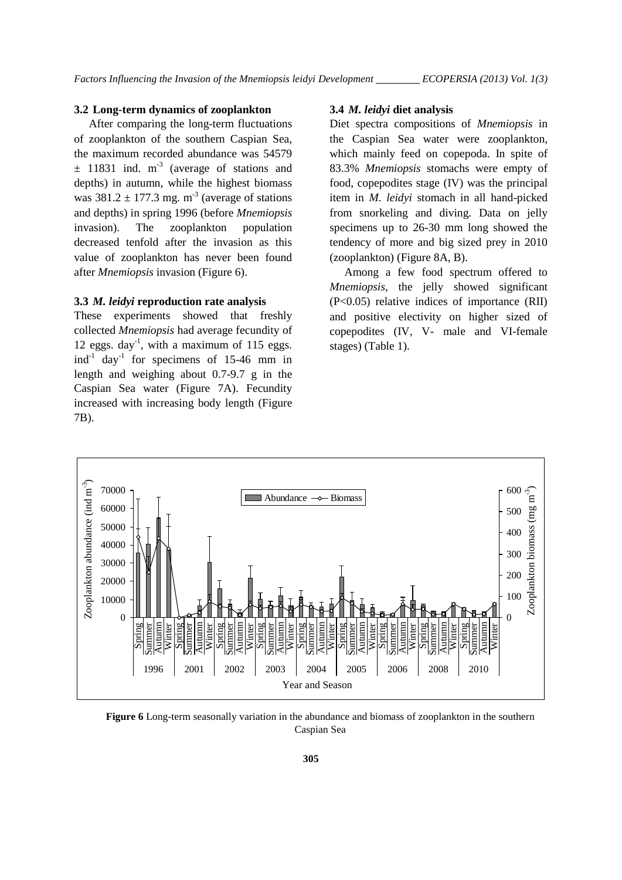### 3.2 Long-term dynamics of zooplankton

After comparing the long-term fluctuations of zooplankton of the southern Caspian Sea, the maximum recorded abundance was 54579 ± 11831 ind. $m^{-3}$ (average of stations and depths) in autumn, while the highest biomass was 381.2 ± 177.3 mg. $m^{-3}$ (average of stations and depths) in spring 1996 (before *Mnemiopsis* invasion). The zooplankton population decreased tenfold after the invasion as this value of zooplankton has never been found after *Mnemiopsis* invasion (Figure 6).

### 3.3 *M. leidyi* reproduction rate analysis

These experiments showed that freshly collected *Mnemiopsis* had average fecundity of 12 eggs. $day^{-1}$, with a maximum of 115 eggs. $ind^{-1}$ $day^{-1}$ for specimens of 15-46 mm in length and weighing about 0.7-9.7 g in the Caspian Sea water (Figure 7A). Fecundity increased with increasing body length (Figure 7B).

### 3.4 *M. leidyi* diet analysis

Diet spectra compositions of *Mnemiopsis* in the Caspian Sea water were zooplankton, which mainly feed on copepoda. In spite of 83.3% *Mnemiopsis* stomachs were empty of food, copepodites stage (IV) was the principal item in *M. leidyi* stomach in all hand-picked from snorkeling and diving. Data on jelly specimens up to 26-30 mm long showed the tendency of more and big sized prey in 2010 (zooplankton) (Figure 8A, B).

Among a few food spectrum offered to *Mnemiopsis*, the jelly showed significant ($P<0.05$) relative indices of importance (RII) and positive electivity on higher sized of copepodites (IV, V- male and VI-female stages) (Table 1).

**Figure 6** Long-term seasonally variation in the abundance and biomass of zooplankton in the southern Caspian Sea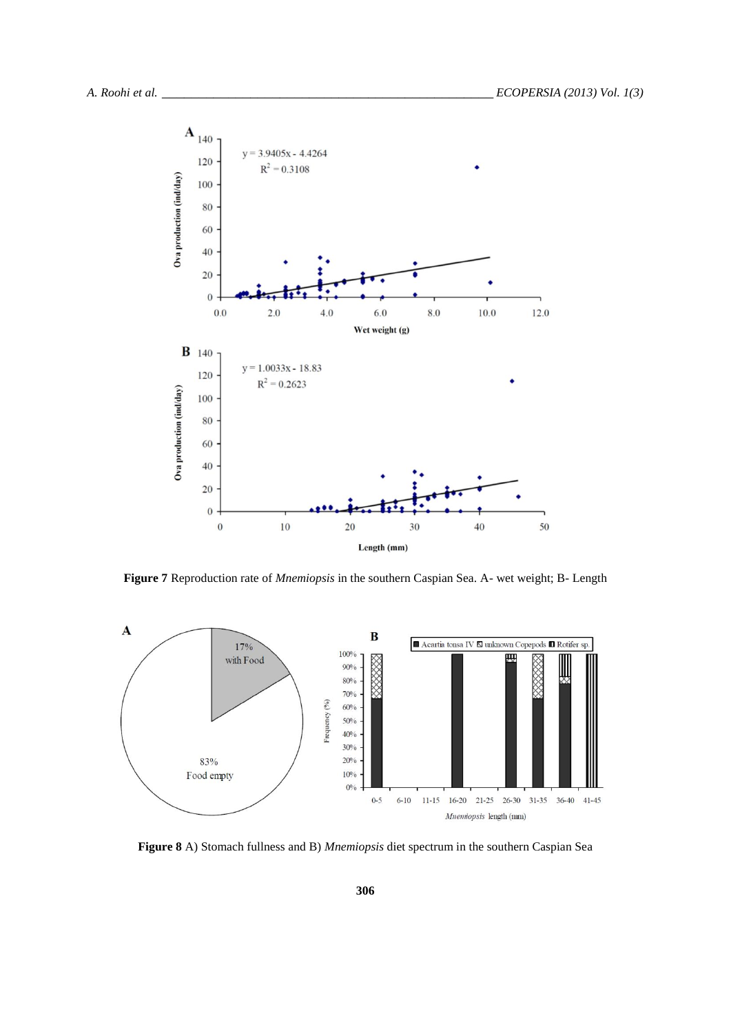**Figure 7** Reproduction rate of *Mnemiopsis* in the southern Caspian Sea. A- wet weight; B- Length

**Figure 8** A) Stomach fullness and B) *Mnemiopsis* diet spectrum in the southern Caspian Sea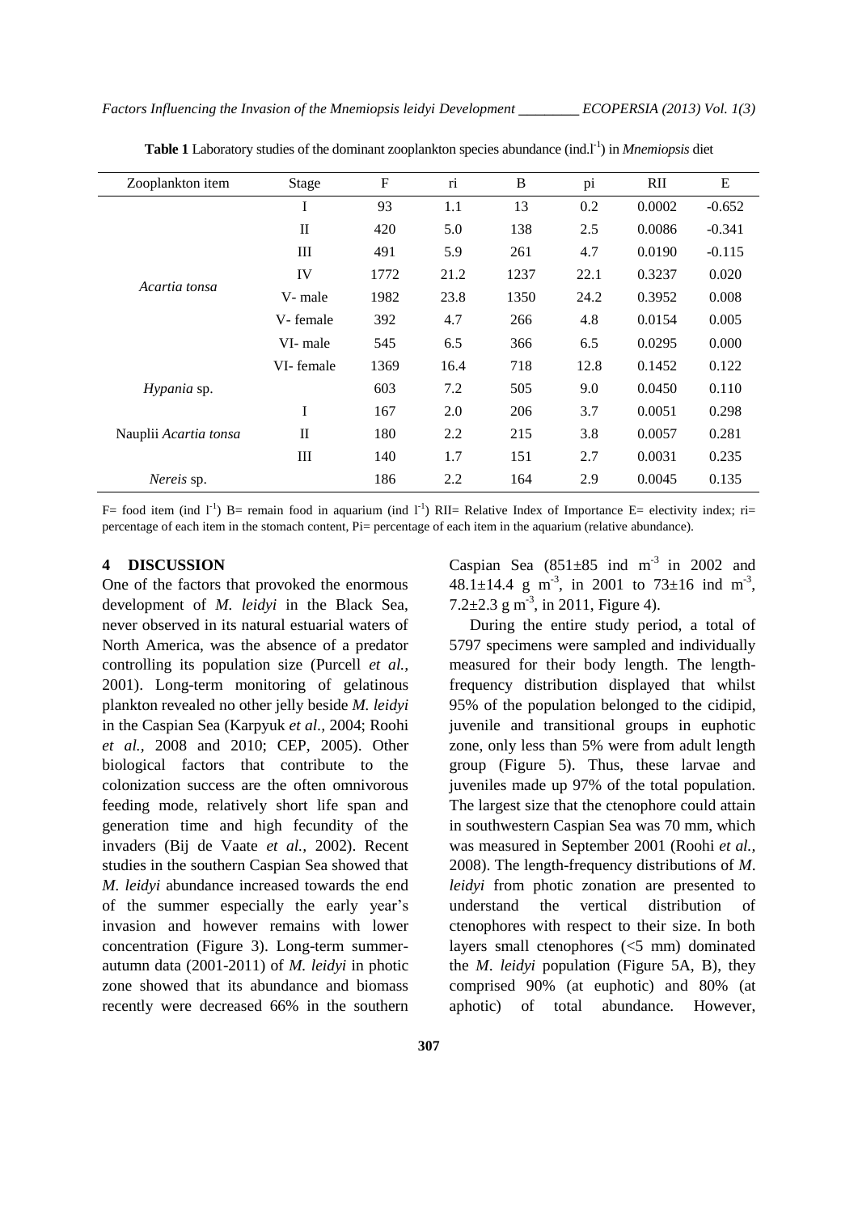**Table 1** Laboratory studies of the dominant zooplankton species abundance (ind.$l^{-1}$) in *Mnemiopsis* diet

| Zooplankton item | Stage | F | ri | B | pi | RII | E |
|---|---|---|---|---|---|---|---|
| *Acartia tonsa* | I | 93 | 1.1 | 13 | 0.2 | 0.0002 | -0.652 |
| | II | 420 | 5.0 | 138 | 2.5 | 0.0086 | -0.341 |
| | III | 491 | 5.9 | 261 | 4.7 | 0.0190 | -0.115 |
| | IV | 1772 | 21.2 | 1237 | 22.1 | 0.3237 | 0.020 |
| | V- male | 1982 | 23.8 | 1350 | 24.2 | 0.3952 | 0.008 |
| | V- female | 392 | 4.7 | 266 | 4.8 | 0.0154 | 0.005 |
| | VI- male | 545 | 6.5 | 366 | 6.5 | 0.0295 | 0.000 |
| | VI- female | 1369 | 16.4 | 718 | 12.8 | 0.1452 | 0.122 |
| *Hypania* sp. | | 603 | 7.2 | 505 | 9.0 | 0.0450 | 0.110 |
| Nauplii *Acartia tonsa* | I | 167 | 2.0 | 206 | 3.7 | 0.0051 | 0.298 |
| | II | 180 | 2.2 | 215 | 3.8 | 0.0057 | 0.281 |
| | III | 140 | 1.7 | 151 | 2.7 | 0.0031 | 0.235 |
| *Nereis* sp. | | 186 | 2.2 | 164 | 2.9 | 0.0045 | 0.135 |

F= food item (ind $l^{-1}$) B= remain food in aquarium (ind $l^{-1}$) RII= Relative Index of Importance E= electivity index; ri= percentage of each item in the stomach content, Pi= percentage of each item in the aquarium (relative abundance).

## 4 DISCUSSION

One of the factors that provoked the enormous development of *M. leidyi* in the Black Sea, never observed in its natural estuarial waters of North America, was the absence of a predator controlling its population size (Purcell *et al.,* 2001). Long-term monitoring of gelatinous plankton revealed no other jelly beside *M. leidyi* in the Caspian Sea (Karpyuk *et al.,* 2004; Roohi *et al.,* 2008 and 2010; CEP, 2005). Other biological factors that contribute to the colonization success are the often omnivorous feeding mode, relatively short life span and generation time and high fecundity of the invaders (Bij de Vaate *et al.,* 2002). Recent studies in the southern Caspian Sea showed that *M. leidyi* abundance increased towards the end of the summer especially the early year's invasion and however remains with lower concentration (Figure 3). Long-term summer-autumn data (2001-2011) of *M. leidyi* in photic zone showed that its abundance and biomass recently were decreased 66% in the southern Caspian Sea (851±85 ind $m^{-3}$ in 2002 and 48.1±14.4 g $m^{-3}$, in 2001 to 73±16 ind $m^{-3}$, 7.2±2.3 g $m^{-3}$, in 2011, Figure 4).

During the entire study period, a total of 5797 specimens were sampled and individually measured for their body length. The length-frequency distribution displayed that whilst 95% of the population belonged to the cidipid, juvenile and transitional groups in euphotic zone, only less than 5% were from adult length group (Figure 5). Thus, these larvae and juveniles made up 97% of the total population. The largest size that the ctenophore could attain in southwestern Caspian Sea was 70 mm, which was measured in September 2001 (Roohi *et al.,* 2008). The length-frequency distributions of *M. leidyi* from photic zonation are presented to understand the vertical distribution of ctenophores with respect to their size. In both layers small ctenophores (<5 mm) dominated the *M. leidyi* population (Figure 5A, B), they comprised 90% (at euphotic) and 80% (at aphotic) of total abundance. However,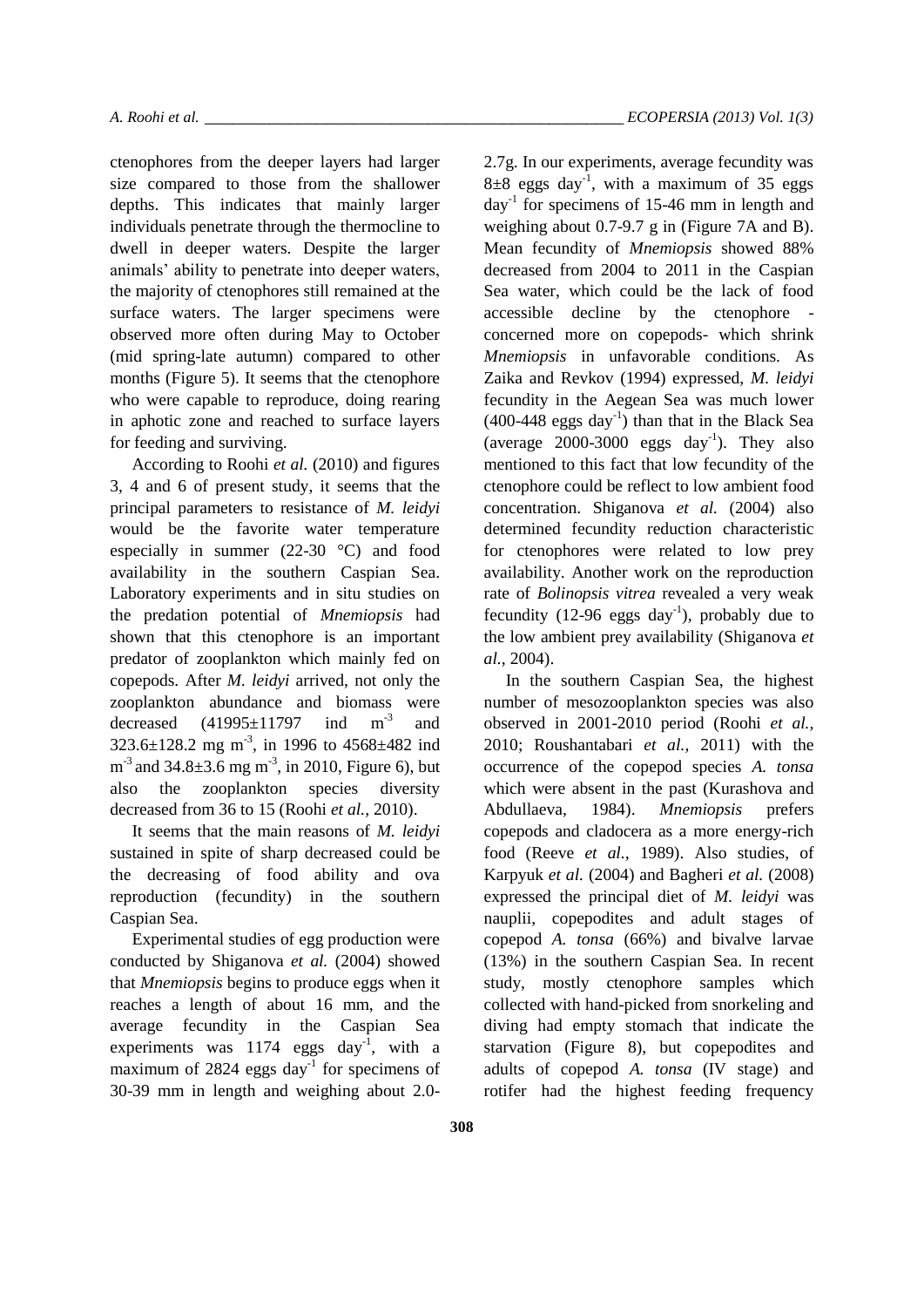ctenophores from the deeper layers had larger size compared to those from the shallower depths. This indicates that mainly larger individuals penetrate through the thermocline to dwell in deeper waters. Despite the larger animals' ability to penetrate into deeper waters, the majority of ctenophores still remained at the surface waters. The larger specimens were observed more often during May to October (mid spring-late autumn) compared to other months (Figure 5). It seems that the ctenophore who were capable to reproduce, doing rearing in aphotic zone and reached to surface layers for feeding and surviving.

According to Roohi *et al.* (2010) and figures 3, 4 and 6 of present study, it seems that the principal parameters to resistance of *M. leidyi* would be the favorite water temperature especially in summer (22-30 °C) and food availability in the southern Caspian Sea. Laboratory experiments and in situ studies on the predation potential of *Mnemiopsis* had shown that this ctenophore is an important predator of zooplankton which mainly fed on copepods. After *M. leidyi* arrived, not only the zooplankton abundance and biomass were decreased (41995±11797 ind $m^{-3}$ and 323.6±128.2 mg $m^{-3}$, in 1996 to 4568±482 ind $m^{-3}$ and 34.8±3.6 mg $m^{-3}$, in 2010, Figure 6), but also the zooplankton species diversity decreased from 36 to 15 (Roohi *et al.*, 2010).

It seems that the main reasons of *M. leidyi* sustained in spite of sharp decreased could be the decreasing of food ability and ova reproduction (fecundity) in the southern Caspian Sea.

Experimental studies of egg production were conducted by Shiganova *et al.* (2004) showed that *Mnemiopsis* begins to produce eggs when it reaches a length of about 16 mm, and the average fecundity in the Caspian Sea experiments was 1174 eggs $day^{-1}$, with a maximum of 2824 eggs $day^{-1}$ for specimens of 30-39 mm in length and weighing about 2.0-2.7g. In our experiments, average fecundity was 8±8 eggs $day^{-1}$, with a maximum of 35 eggs $day^{-1}$ for specimens of 15-46 mm in length and weighing about 0.7-9.7 g in (Figure 7A and B). Mean fecundity of *Mnemiopsis* showed 88% decreased from 2004 to 2011 in the Caspian Sea water, which could be the lack of food accessible decline by the ctenophore - concerned more on copepods- which shrink *Mnemiopsis* in unfavorable conditions. As Zaika and Revkov (1994) expressed, *M. leidyi* fecundity in the Aegean Sea was much lower (400-448 eggs $day^{-1}$) than that in the Black Sea (average 2000-3000 eggs $day^{-1}$). They also mentioned to this fact that low fecundity of the ctenophore could be reflect to low ambient food concentration. Shiganova *et al.* (2004) also determined fecundity reduction characteristic for ctenophores were related to low prey availability. Another work on the reproduction rate of *Bolinopsis vitrea* revealed a very weak fecundity (12-96 eggs $day^{-1}$), probably due to the low ambient prey availability (Shiganova *et al.*, 2004).

In the southern Caspian Sea, the highest number of mesozooplankton species was also observed in 2001-2010 period (Roohi *et al.*, 2010; Roushantabari *et al.*, 2011) with the occurrence of the copepod species *A. tonsa* which were absent in the past (Kurashova and Abdullaeva, 1984). *Mnemiopsis* prefers copepods and cladocera as a more energy-rich food (Reeve *et al.*, 1989). Also studies, of Karpyuk *et al.* (2004) and Bagheri *et al.* (2008) expressed the principal diet of *M. leidyi* was nauplii, copepodites and adult stages of copepod *A. tonsa* (66%) and bivalve larvae (13%) in the southern Caspian Sea. In recent study, mostly ctenophore samples which collected with hand-picked from snorkeling and diving had empty stomach that indicate the starvation (Figure 8), but copepodites and adults of copepod *A. tonsa* (IV stage) and rotifer had the highest feeding frequency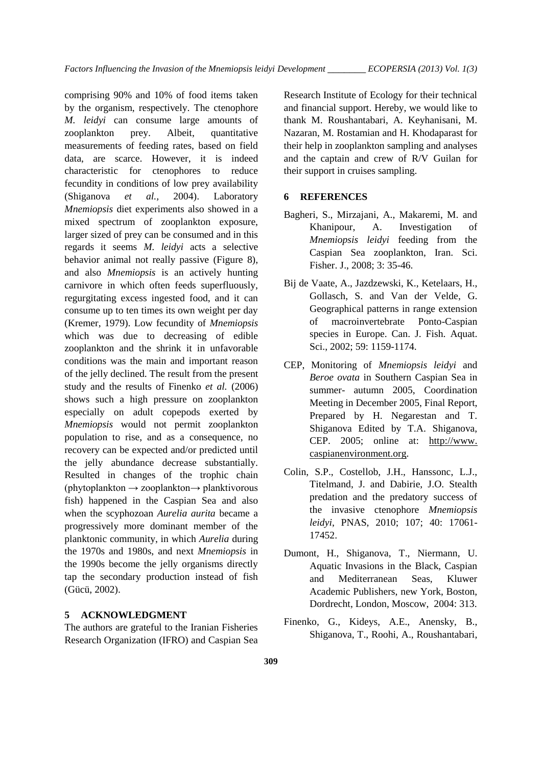comprising 90% and 10% of food items taken by the organism, respectively. The ctenophore *M. leidyi* can consume large amounts of zooplankton prey. Albeit, quantitative measurements of feeding rates, based on field data, are scarce. However, it is indeed characteristic for ctenophores to reduce fecundity in conditions of low prey availability (Shiganova *et al.*, 2004). Laboratory *Mnemiopsis* diet experiments also showed in a mixed spectrum of zooplankton exposure, larger sized of prey can be consumed and in this regards it seems *M. leidyi* acts a selective behavior animal not really passive (Figure 8), and also *Mnemiopsis* is an actively hunting carnivore in which often feeds superfluously, regurgitating excess ingested food, and it can consume up to ten times its own weight per day (Kremer, 1979). Low fecundity of *Mnemiopsis* which was due to decreasing of edible zooplankton and the shrink it in unfavorable conditions was the main and important reason of the jelly declined. The result from the present study and the results of Finenko *et al.* (2006) shows such a high pressure on zooplankton especially on adult copepods exerted by *Mnemiopsis* would not permit zooplankton population to rise, and as a consequence, no recovery can be expected and/or predicted until the jelly abundance decrease substantially. Resulted in changes of the trophic chain (phytoplankton → zooplankton→ planktivorous fish) happened in the Caspian Sea and also when the scyphozoan *Aurelia aurita* became a progressively more dominant member of the planktonic community, in which *Aurelia* during the 1970s and 1980s, and next *Mnemiopsis* in the 1990s become the jelly organisms directly tap the secondary production instead of fish (Gücü, 2002).

## 5 ACKNOWLEDGMENT

The authors are grateful to the Iranian Fisheries Research Organization (IFRO) and Caspian Sea Research Institute of Ecology for their technical and financial support. Hereby, we would like to thank M. Roushantabari, A. Keyhanisani, M. Nazaran, M. Rostamian and H. Khodaparast for their help in zooplankton sampling and analyses and the captain and crew of R/V Guilan for their support in cruises sampling.

## 6 REFERENCES

Bagheri, S., Mirzajani, A., Makaremi, M. and Khanipour, A. Investigation of *Mnemiopsis leidyi* feeding from the Caspian Sea zooplankton, Iran. Sci. Fisher. J., 2008; 3: 35-46.

Bij de Vaate, A., Jazdzewski, K., Ketelaars, H., Gollasch, S. and Van der Velde, G. Geographical patterns in range extension of macroinvertebrate Ponto-Caspian species in Europe. Can. J. Fish. Aquat. Sci., 2002; 59: 1159-1174.

CEP, Monitoring of *Mnemiopsis leidyi* and *Beroe ovata* in Southern Caspian Sea in summer- autumn 2005, Coordination Meeting in December 2005, Final Report, Prepared by H. Negarestan and T. Shiganova Edited by T.A. Shiganova, CEP. 2005; online at: http://www.caspianenvironment.org.

Colin, S.P., Costellob, J.H., Hanssonc, L.J., Titelmand, J. and Dabirie, J.O. Stealth predation and the predatory success of the invasive ctenophore *Mnemiopsis leidyi*, PNAS, 2010; 107; 40: 17061-17452.

Dumont, H., Shiganova, T., Niermann, U. Aquatic Invasions in the Black, Caspian and Mediterranean Seas, Kluwer Academic Publishers, new York, Boston, Dordrecht, London, Moscow, 2004: 313.

Finenko, G., Kideys, A.E., Anensky, B., Shiganova, T., Roohi, A., Roushantabari,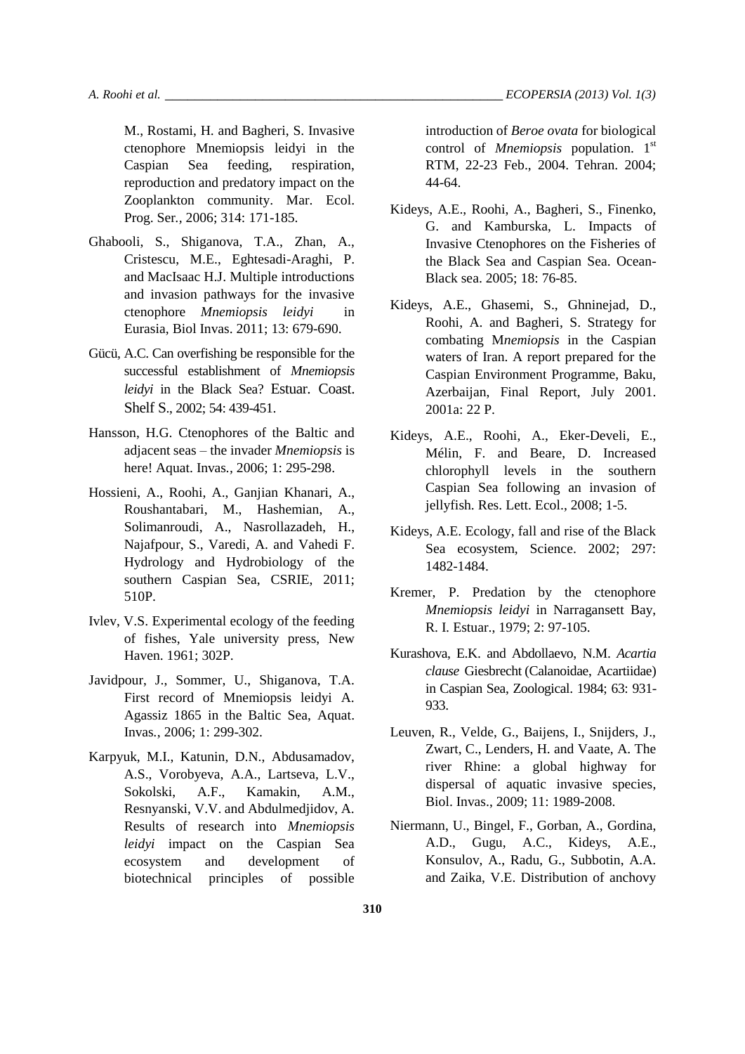M., Rostami, H. and Bagheri, S. Invasive ctenophore Mnemiopsis leidyi in the Caspian Sea feeding, respiration, reproduction and predatory impact on the Zooplankton community. Mar. Ecol. Prog. Ser., 2006; 314: 171-185.

Ghabooli, S., Shiganova, T.A., Zhan, A., Cristescu, M.E., Eghtesadi-Araghi, P. and MacIsaac H.J. Multiple introductions and invasion pathways for the invasive ctenophore *Mnemiopsis leidyi* in Eurasia, Biol Invas. 2011; 13: 679-690.

Gücü, A.C. Can overfishing be responsible for the successful establishment of *Mnemiopsis leidyi* in the Black Sea? Estuar. Coast. Shelf S., 2002; 54: 439-451.

Hansson, H.G. Ctenophores of the Baltic and adjacent seas – the invader *Mnemiopsis* is here! Aquat. Invas., 2006; 1: 295-298.

Hossieni, A., Roohi, A., Ganjian Khanari, A., Roushantabari, M., Hashemian, A., Solimanroudi, A., Nasrollazadeh, H., Najafpour, S., Varedi, A. and Vahedi F. Hydrology and Hydrobiology of the southern Caspian Sea, CSRIE, 2011; 510P.

Ivlev, V.S. Experimental ecology of the feeding of fishes, Yale university press, New Haven. 1961; 302P.

Javidpour, J., Sommer, U., Shiganova, T.A. First record of Mnemiopsis leidyi A. Agassiz 1865 in the Baltic Sea, Aquat. Invas., 2006; 1: 299-302.

Karpyuk, M.I., Katunin, D.N., Abdusamadov, A.S., Vorobyeva, A.A., Lartseva, L.V., Sokolski, A.F., Kamakin, A.M., Resnyanski, V.V. and Abdulmedjidov, A. Results of research into *Mnemiopsis leidyi* impact on the Caspian Sea ecosystem and development of biotechnical principles of possible introduction of *Beroe ovata* for biological control of *Mnemiopsis* population. 1st RTM, 22-23 Feb., 2004. Tehran. 2004; 44-64.

Kideys, A.E., Roohi, A., Bagheri, S., Finenko, G. and Kamburska, L. Impacts of Invasive Ctenophores on the Fisheries of the Black Sea and Caspian Sea. Ocean-Black sea. 2005; 18: 76-85.

Kideys, A.E., Ghasemi, S., Ghninejad, D., Roohi, A. and Bagheri, S. Strategy for combating M*nemiopsis* in the Caspian waters of Iran. A report prepared for the Caspian Environment Programme, Baku, Azerbaijan, Final Report, July 2001. 2001a: 22 P.

Kideys, A.E., Roohi, A., Eker-Develi, E., Mélin, F. and Beare, D. Increased chlorophyll levels in the southern Caspian Sea following an invasion of jellyfish. Res. Lett. Ecol., 2008; 1-5.

Kideys, A.E. Ecology, fall and rise of the Black Sea ecosystem, Science. 2002; 297: 1482-1484.

Kremer, P. Predation by the ctenophore *Mnemiopsis leidyi* in Narragansett Bay, R. I. Estuar., 1979; 2: 97-105.

Kurashova, E.K. and Abdollaevo, N.M. *Acartia clause* Giesbrecht (Calanoidae, Acartiidae) in Caspian Sea, Zoological. 1984; 63: 931-933.

Leuven, R., Velde, G., Baijens, I., Snijders, J., Zwart, C., Lenders, H. and Vaate, A. The river Rhine: a global highway for dispersal of aquatic invasive species, Biol. Invas., 2009; 11: 1989-2008.

Niermann, U., Bingel, F., Gorban, A., Gordina, A.D., Gugu, A.C., Kideys, A.E., Konsulov, A., Radu, G., Subbotin, A.A. and Zaika, V.E. Distribution of anchovy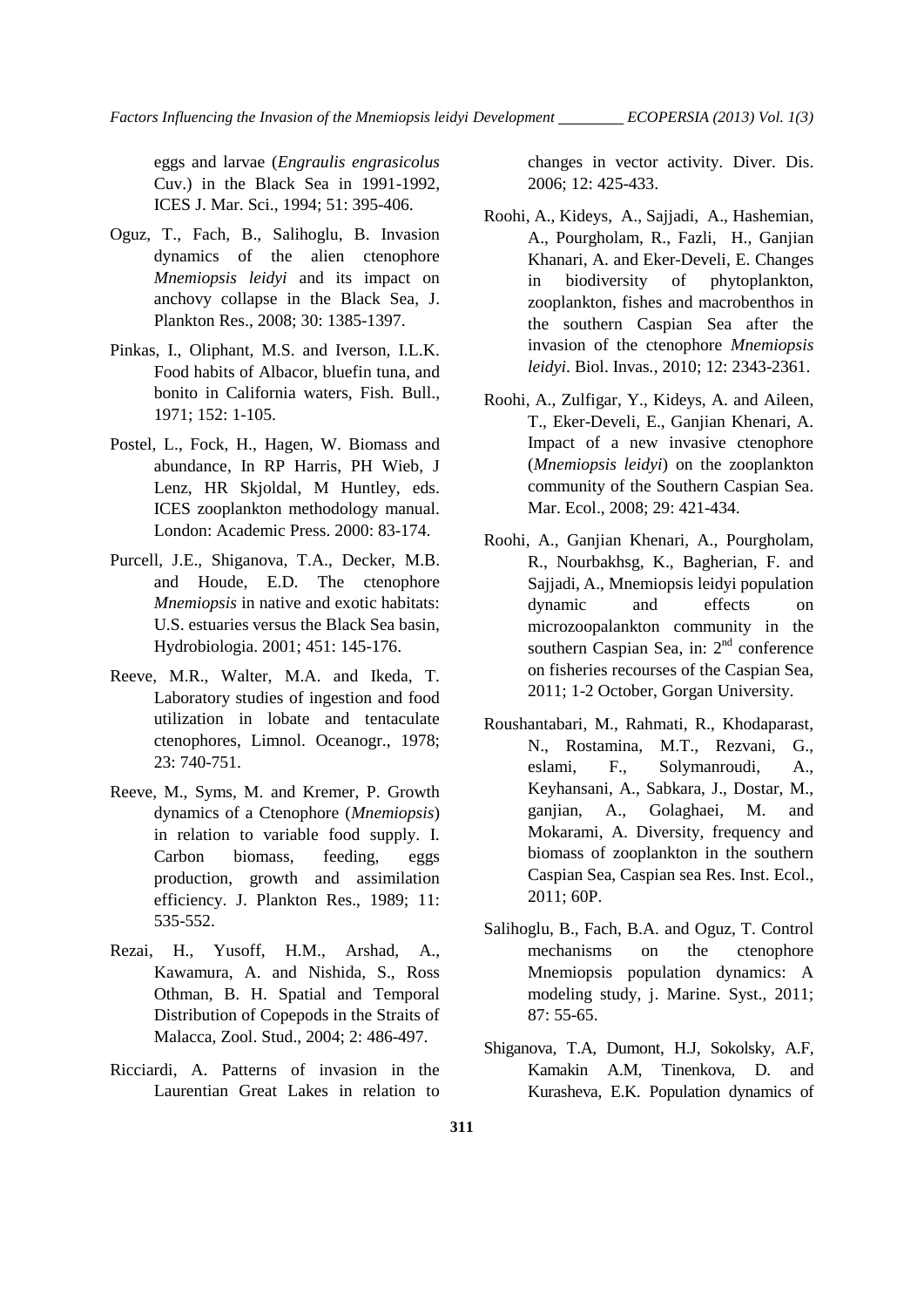eggs and larvae (*Engraulis engrasicolus* Cuv.) in the Black Sea in 1991-1992, ICES J. Mar. Sci., 1994; 51: 395-406.

Oguz, T., Fach, B., Salihoglu, B. Invasion dynamics of the alien ctenophore *Mnemiopsis leidyi* and its impact on anchovy collapse in the Black Sea, J. Plankton Res., 2008; 30: 1385-1397.

Pinkas, I., Oliphant, M.S. and Iverson, I.L.K. Food habits of Albacor, bluefin tuna, and bonito in California waters, Fish. Bull., 1971; 152: 1-105.

Postel, L., Fock, H., Hagen, W. Biomass and abundance, In RP Harris, PH Wieb, J Lenz, HR Skjoldal, M Huntley, eds. ICES zooplankton methodology manual. London: Academic Press. 2000: 83-174.

Purcell, J.E., Shiganova, T.A., Decker, M.B. and Houde, E.D. The ctenophore *Mnemiopsis* in native and exotic habitats: U.S. estuaries versus the Black Sea basin, Hydrobiologia. 2001; 451: 145-176.

Reeve, M.R., Walter, M.A. and Ikeda, T. Laboratory studies of ingestion and food utilization in lobate and tentaculate ctenophores, Limnol. Oceanogr., 1978; 23: 740-751.

Reeve, M., Syms, M. and Kremer, P. Growth dynamics of a Ctenophore (*Mnemiopsis*) in relation to variable food supply. I. Carbon biomass, feeding, eggs production, growth and assimilation efficiency. J. Plankton Res., 1989; 11: 535-552.

Rezai, H., Yusoff, H.M., Arshad, A., Kawamura, A. and Nishida, S., Ross Othman, B. H. Spatial and Temporal Distribution of Copepods in the Straits of Malacca, Zool. Stud., 2004; 2: 486-497.

Ricciardi, A. Patterns of invasion in the Laurentian Great Lakes in relation to changes in vector activity. Diver. Dis. 2006; 12: 425-433.

Roohi, A., Kideys, A., Sajjadi, A., Hashemian, A., Pourgholam, R., Fazli, H., Ganjian Khanari, A. and Eker-Develi, E. Changes in biodiversity of phytoplankton, zooplankton, fishes and macrobenthos in the southern Caspian Sea after the invasion of the ctenophore *Mnemiopsis leidyi*. Biol. Invas., 2010; 12: 2343-2361.

Roohi, A., Zulfigar, Y., Kideys, A. and Aileen, T., Eker-Develi, E., Ganjian Khenari, A. Impact of a new invasive ctenophore (*Mnemiopsis leidyi*) on the zooplankton community of the Southern Caspian Sea. Mar. Ecol., 2008; 29: 421-434.

Roohi, A., Ganjian Khenari, A., Pourgholam, R., Nourbakhsg, K., Bagherian, F. and Sajjadi, A., Mnemiopsis leidyi population dynamic and effects on microzoopalankton community in the southern Caspian Sea, in: 2nd conference on fisheries recourses of the Caspian Sea, 2011; 1-2 October, Gorgan University.

Roushantabari, M., Rahmati, R., Khodaparast, N., Rostamina, M.T., Rezvani, G., eslami, F., Solymanroudi, A., Keyhansani, A., Sabkara, J., Dostar, M., ganjian, A., Golaghaei, M. and Mokarami, A. Diversity, frequency and biomass of zooplankton in the southern Caspian Sea, Caspian sea Res. Inst. Ecol., 2011; 60P.

Salihoglu, B., Fach, B.A. and Oguz, T. Control mechanisms on the ctenophore Mnemiopsis population dynamics: A modeling study, j. Marine. Syst., 2011; 87: 55-65.

Shiganova, T.A, Dumont, H.J, Sokolsky, A.F, Kamakin A.M, Tinenkova, D. and Kurasheva, E.K. Population dynamics of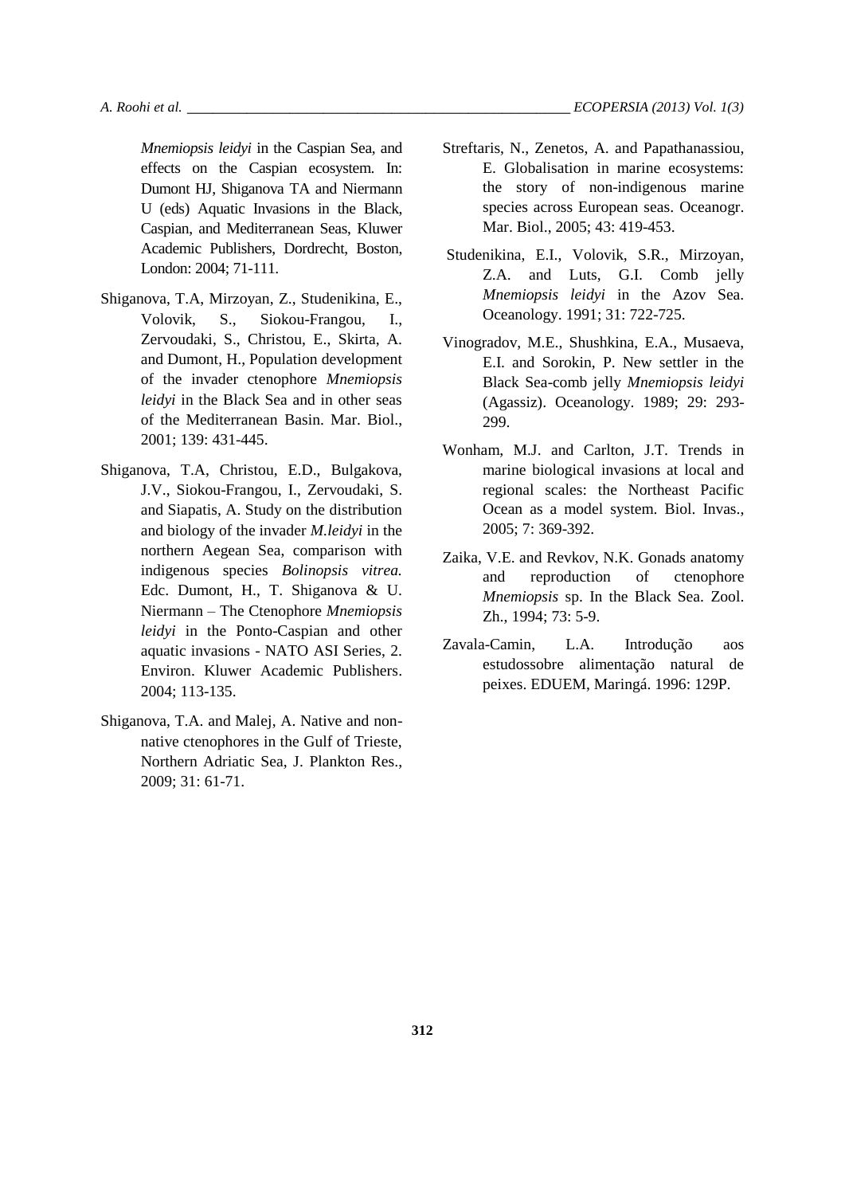*Mnemiopsis leidyi* in the Caspian Sea, and effects on the Caspian ecosystem. In: Dumont HJ, Shiganova TA and Niermann U (eds) Aquatic Invasions in the Black, Caspian, and Mediterranean Seas, Kluwer Academic Publishers, Dordrecht, Boston, London: 2004; 71-111.

Shiganova, T.A, Mirzoyan, Z., Studenikina, E., Volovik, S., Siokou-Frangou, I., Zervoudaki, S., Christou, E., Skirta, A. and Dumont, H., Population development of the invader ctenophore *Mnemiopsis leidyi* in the Black Sea and in other seas of the Mediterranean Basin. Mar. Biol., 2001; 139: 431-445.

Shiganova, T.A, Christou, E.D., Bulgakova, J.V., Siokou-Frangou, I., Zervoudaki, S. and Siapatis, A. Study on the distribution and biology of the invader *M.leidyi* in the northern Aegean Sea, comparison with indigenous species *Bolinopsis vitrea.* Edc. Dumont, H., T. Shiganova & U. Niermann – The Ctenophore *Mnemiopsis leidyi* in the Ponto-Caspian and other aquatic invasions - NATO ASI Series, 2. Environ. Kluwer Academic Publishers. 2004; 113-135.

Shiganova, T.A. and Malej, A. Native and non-native ctenophores in the Gulf of Trieste, Northern Adriatic Sea, J. Plankton Res., 2009; 31: 61-71.

Streftaris, N., Zenetos, A. and Papathanassiou, E. Globalisation in marine ecosystems: the story of non-indigenous marine species across European seas. Oceanogr. Mar. Biol., 2005; 43: 419-453.

Studenikina, E.I., Volovik, S.R., Mirzoyan, Z.A. and Luts, G.I. Comb jelly *Mnemiopsis leidyi* in the Azov Sea. Oceanology. 1991; 31: 722-725.

Vinogradov, M.E., Shushkina, E.A., Musaeva, E.I. and Sorokin, P. New settler in the Black Sea-comb jelly *Mnemiopsis leidyi* (Agassiz). Oceanology. 1989; 29: 293-299.

Wonham, M.J. and Carlton, J.T. Trends in marine biological invasions at local and regional scales: the Northeast Pacific Ocean as a model system. Biol. Invas., 2005; 7: 369-392.

Zaika, V.E. and Revkov, N.K. Gonads anatomy and reproduction of ctenophore *Mnemiopsis* sp. In the Black Sea. Zool. Zh., 1994; 73: 5-9.

Zavala-Camin, L.A. Introdução aos estudossobre alimentação natural de peixes. EDUEM, Maringá. 1996: 129P.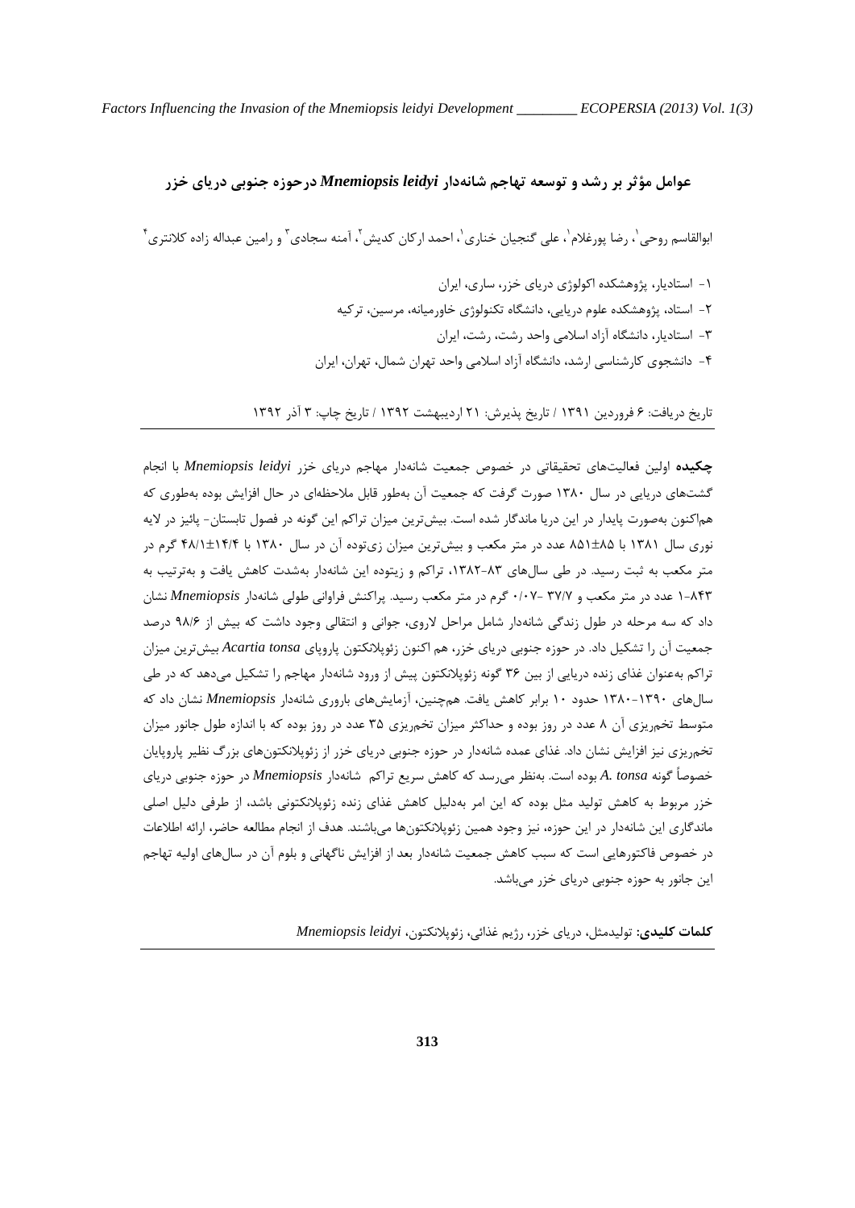# عوامل مؤثر بر رشد و توسعه تهاجم شانه‌دار *Mnemiopsis leidyi* درحوزه جنوبی دریای خزر

ابوالقاسم روحی[1]، رضا پورغلام[1]، علی گنجیان خناری[1]، احمد ارکان کدیش[2]، آمنه سجادی[3] و رامین عبداله زاده کلانتری[4]

۱- استادیار، پژوهشکده اکولوژی دریای خزر، ساری، ایران

۲- استاد، پژوهشکده علوم دریایی، دانشگاه تکنولوژی خاورمیانه، مرسین، ترکیه

۳- استادیار، دانشگاه آزاد اسلامی واحد رشت، رشت، ایران

۴- دانشجوی کارشناسی ارشد، دانشگاه آزاد اسلامی واحد تهران شمال، تهران، ایران

تاریخ دریافت: ۶ فروردین ۱۳۹۱ / تاریخ پذیرش: ۲۱ اردیبهشت ۱۳۹۲ / تاریخ چاپ: ۳ آذر ۱۳۹۲

---

**چکیده** اولین فعالیت‌های تحقیقاتی در خصوص جمعیت شانه‌دار مهاجم دریای خزر *Mnemiopsis leidyi* با انجام گشت‌های دریایی در سال ۱۳۸۰ صورت گرفت که جمعیت آن به‌طور قابل ملاحظه‌ای در حال افزایش بوده به‌طوری که هم‌اکنون به‌صورت پایدار در این دریا ماندگار شده است. بیش‌ترین میزان تراکم این گونه در فصول تابستان- پائیز در لایه نوری سال ۱۳۸۱ با ۸۵±۸۵۱ عدد در متر مکعب و بیش‌ترین میزان زی‌توده آن در سال ۱۳۸۰ با ۱۴/۴±۴۸/۱ گرم در متر مکعب به ثبت رسید. در طی سال‌های ۸۳-۱۳۸۲، تراکم و زیتوده این شانه‌دار به‌شدت کاهش یافت و به‌ترتیب به ۸۴۳-۱ عدد در متر مکعب و ۳۷/۷ -۰/۰۷ گرم در متر مکعب رسید. پراکنش فراوانی طولی شانه‌دار *Mnemiopsis* نشان داد که سه مرحله در طول زندگی شانه‌دار شامل مراحل لاروی، جوانی و انتقالی وجود داشت که بیش از ۹۸/۶ درصد جمعیت آن را تشکیل داد. در حوزه جنوبی دریای خزر، هم اکنون زئوپلانکتون پاروپای *Acartia tonsa* بیش‌ترین میزان تراکم به‌عنوان غذای زنده دریایی از بین ۳۶ گونه زئوپلانکتون پیش از ورود شانه‌دار مهاجم را تشکیل می‌دهد که در طی سال‌های ۱۳۹۰-۱۳۸۰ حدود ۱۰ برابر کاهش یافت. هم‌چنین، آزمایش‌های باروری شانه‌دار *Mnemiopsis* نشان داد که متوسط تخم‌ریزی آن ۸ عدد در روز بوده و حداکثر میزان تخم‌ریزی ۳۵ عدد در روز بوده که با اندازه طول جانور میزان تخم‌ریزی نیز افزایش نشان داد. غذای عمده شانه‌دار در حوزه جنوبی دریای خزر از زئوپلانکتون‌های بزرگ نظیر پاروپایان خصوصاً گونه *A. tonsa* بوده است. به‌نظر می‌رسد که کاهش سریع تراکم شانه‌دار *Mnemiopsis* در حوزه جنوبی دریای خزر مربوط به کاهش تولید مثل بوده که این امر به‌دلیل کاهش غذای زنده زئوپلانکتونی باشد، از طرفی دلیل اصلی ماندگاری این شانه‌دار در این حوزه، نیز وجود همین زئوپلانکتون‌ها می‌باشند. هدف از انجام مطالعه حاضر، ارائه اطلاعات در خصوص فاکتورهایی است که سبب کاهش جمعیت شانه‌دار بعد از افزایش ناگهانی و بلوم آن در سال‌های اولیه تهاجم این جانور به حوزه جنوبی دریای خزر می‌باشد.

**کلمات کلیدی:** تولیدمثل، دریای خزر، رژیم غذائی، زئوپلانکتون، *Mnemiopsis leidyi*